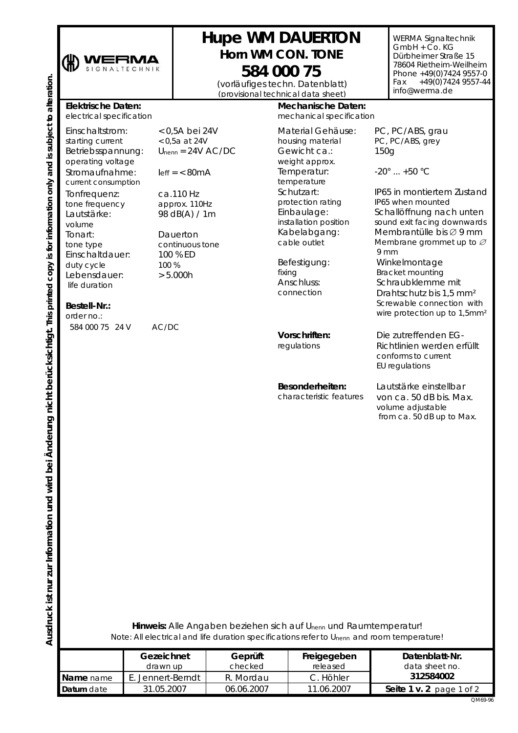WERMA SIGNALTECHNIK

# Hupe WM DAUERTON

## Horn WM CON. TONE

## 584 000 75

(vorläufiges techn. Datenblatt)
(provisional technical data sheet)

WERMA Signaltechnik GmbH + Co. KG
Dürbheimer Straße 15
78604 Rietheim-Weilheim
Phone +49(0)7424 9557-0
Fax +49(0)7424 9557-44
info@werma.de

Ausdruck ist nur zur Information und wird bei Änderung nicht berücksichtigt. This printed copy is for information only and is subject to alteration.

**Elektrische Daten:**
electrical specification

| | |
|---|---|
| Einschaltstrom: starting current | < 0,5A bei 24V / < 0,5a at 24V |
| Betriebsspannung: operating voltage | $U_{nenn}$ = 24V AC/DC |
| Stromaufnahme: current consumption | $I_{eff}$ = < 80mA |
| Tonfrequenz: tone frequency | ca.110 Hz / approx. 110Hz |
| Lautstärke: volume | 98 dB(A) / 1m |
| Tonart: tone type | Dauerton / continuous tone |
| Einschaltdauer: duty cycle | 100 % ED / 100 % |
| Lebensdauer: life duration | > 5.000h |

**Bestell-Nr.:**
order no.:

584 000 75 24 V AC/DC

**Mechanische Daten:**
mechanical specification

| | |
|---|---|
| Material Gehäuse: housing material | PC, PC/ABS, grau / PC, PC/ABS, grey |
| Gewicht ca.: weight approx. | 150g |
| Temperatur: temperature | -20° ... +50 °C |
| Schutzart: protection rating | IP65 in montiertem Zustand / IP65 when mounted |
| Einbaulage: installation position | Schallöffnung nach unten / sound exit facing downwards |
| Kabelabgang: cable outlet | Membrantülle bis ∅ 9 mm / Membrane grommet up to ∅ 9 mm |
| Befestigung: fixing | Winkelmontage / Bracket mounting |
| Anschluss: connection | Schraubklemme mit Drahtschutz bis 1,5 mm² / Screwable connection with wire protection up to 1,5mm² |

**Vorschriften:**
regulations

Die zutreffenden EG-Richtlinien werden erfüllt
conforms to current EU regulations

**Besonderheiten:**
characteristic features

Lautstärke einstellbar von ca. 50 dB bis. Max.
volume adjustable from ca. 50 dB up to Max.

**Hinweis:** Alle Angaben beziehen sich auf $U_{nenn}$ und Raumtemperatur!
Note: All electrical and life duration specifications refer to $U_{nenn}$ and room temperature!

| | Gezeichnet drawn up | Geprüft checked | Freigegeben released | Datenblatt-Nr. data sheet no. |
|---|---|---|---|---|
| **Name** name | E. Jennert-Berndt | R. Mordau | C. Höhler | **312584002** |
| **Datum** date | 31.05.2007 | 06.06.2007 | 11.06.2007 | **Seite 1 v. 2** page 1 of 2 |

QM69-96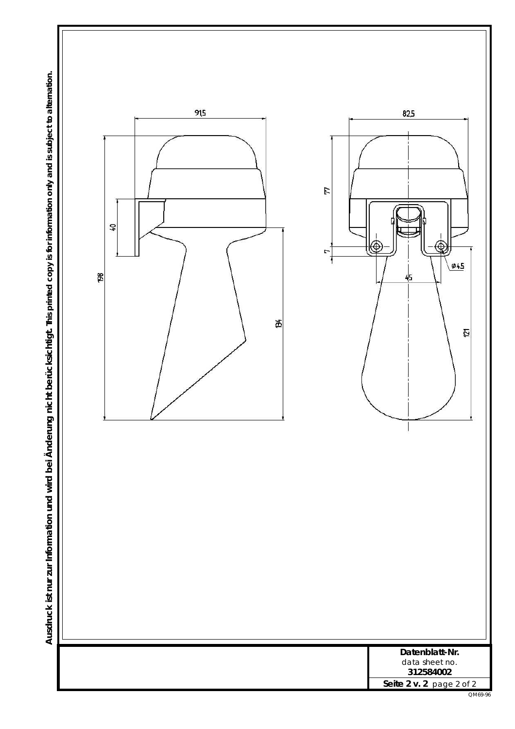Ausdruck ist nur zur Information und wird bei Änderung nicht berücksichtigt. This printed copy is for information only and is subject to alternation.

91,5

40

198

134

82,5

77

7

ø4,5

45

121

| | |
|---|---|
| | **Datenblatt-Nr.** data sheet no. **312584002** |
| | **Seite 2 v. 2** page 2 of 2 |

QM69-96